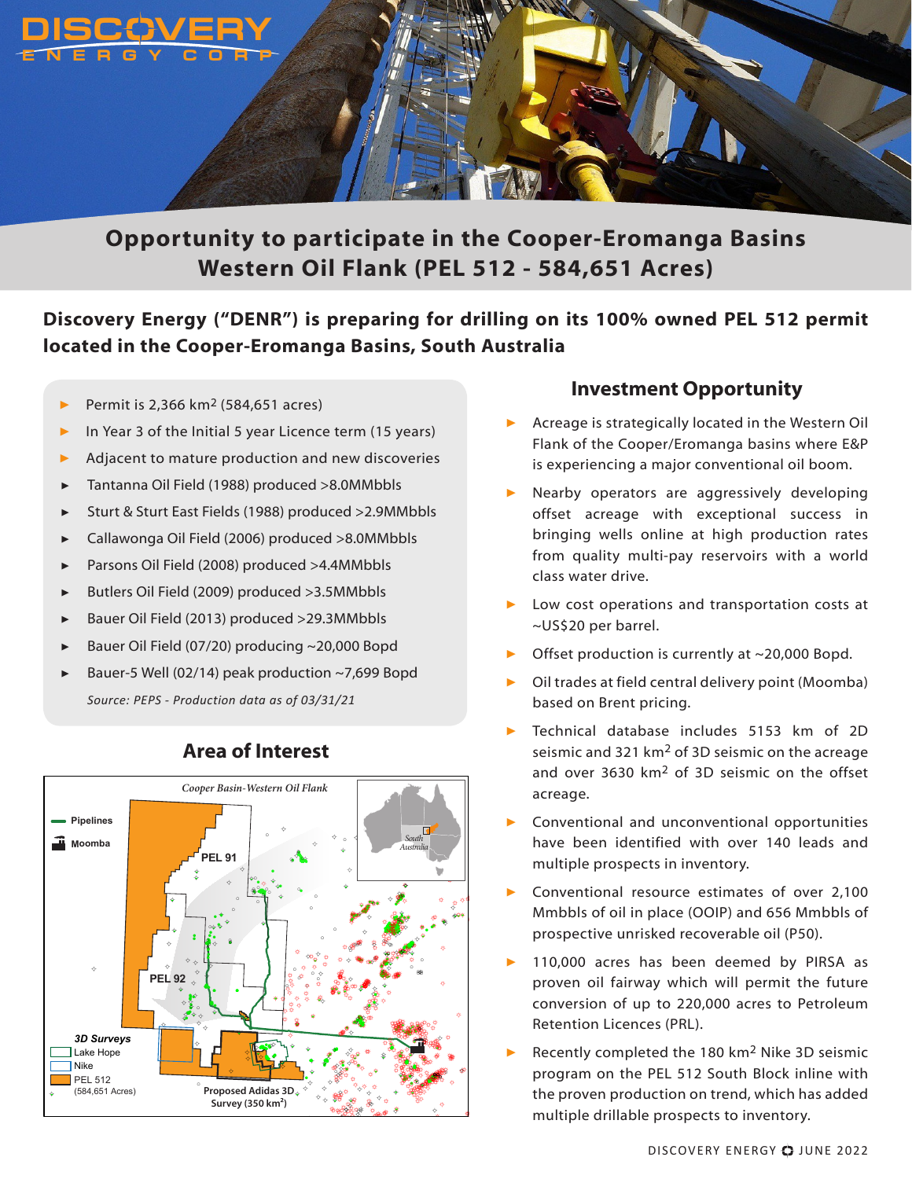DISCOVERY ENERGY CORP

# Opportunity to participate in the Cooper-Eromanga Basins Western Oil Flank (PEL 512 - 584,651 Acres)

**Discovery Energy ("DENR") is preparing for drilling on its 100% owned PEL 512 permit located in the Cooper-Eromanga Basins, South Australia**

- Permit is 2,366 km$^2$ (584,651 acres)
- In Year 3 of the Initial 5 year Licence term (15 years)
- Adjacent to mature production and new discoveries
- Tantanna Oil Field (1988) produced >8.0MMbbls
- Sturt & Sturt East Fields (1988) produced >2.9MMbbls
- Callawonga Oil Field (2006) produced >8.0MMbbls
- Parsons Oil Field (2008) produced >4.4MMbbls
- Butlers Oil Field (2009) produced >3.5MMbbls
- Bauer Oil Field (2013) produced >29.3MMbbls
- Bauer Oil Field (07/20) producing ~20,000 Bopd
- Bauer-5 Well (02/14) peak production ~7,699 Bopd

*Source: PEPS - Production data as of 03/31/21*

## Area of Interest

Cooper Basin-Western Oil Flank

Pipelines
Moomba
PEL 91
PEL 92
South Australia
3D Surveys
Lake Hope
Nike
PEL 512 (584,651 Acres)
Proposed Adidas 3D Survey (350 km$^2$)

## Investment Opportunity

- Acreage is strategically located in the Western Oil Flank of the Cooper/Eromanga basins where E&P is experiencing a major conventional oil boom.
- Nearby operators are aggressively developing offset acreage with exceptional success in bringing wells online at high production rates from quality multi-pay reservoirs with a world class water drive.
- Low cost operations and transportation costs at ~US$20 per barrel.
- Offset production is currently at ~20,000 Bopd.
- Oil trades at field central delivery point (Moomba) based on Brent pricing.
- Technical database includes 5153 km of 2D seismic and 321 km$^2$ of 3D seismic on the acreage and over 3630 km$^2$ of 3D seismic on the offset acreage.
- Conventional and unconventional opportunities have been identified with over 140 leads and multiple prospects in inventory.
- Conventional resource estimates of over 2,100 Mmbbls of oil in place (OOIP) and 656 Mmbbls of prospective unrisked recoverable oil (P50).
- 110,000 acres has been deemed by PIRSA as proven oil fairway which will permit the future conversion of up to 220,000 acres to Petroleum Retention Licences (PRL).
- Recently completed the 180 km$^2$ Nike 3D seismic program on the PEL 512 South Block inline with the proven production on trend, which has added multiple drillable prospects to inventory.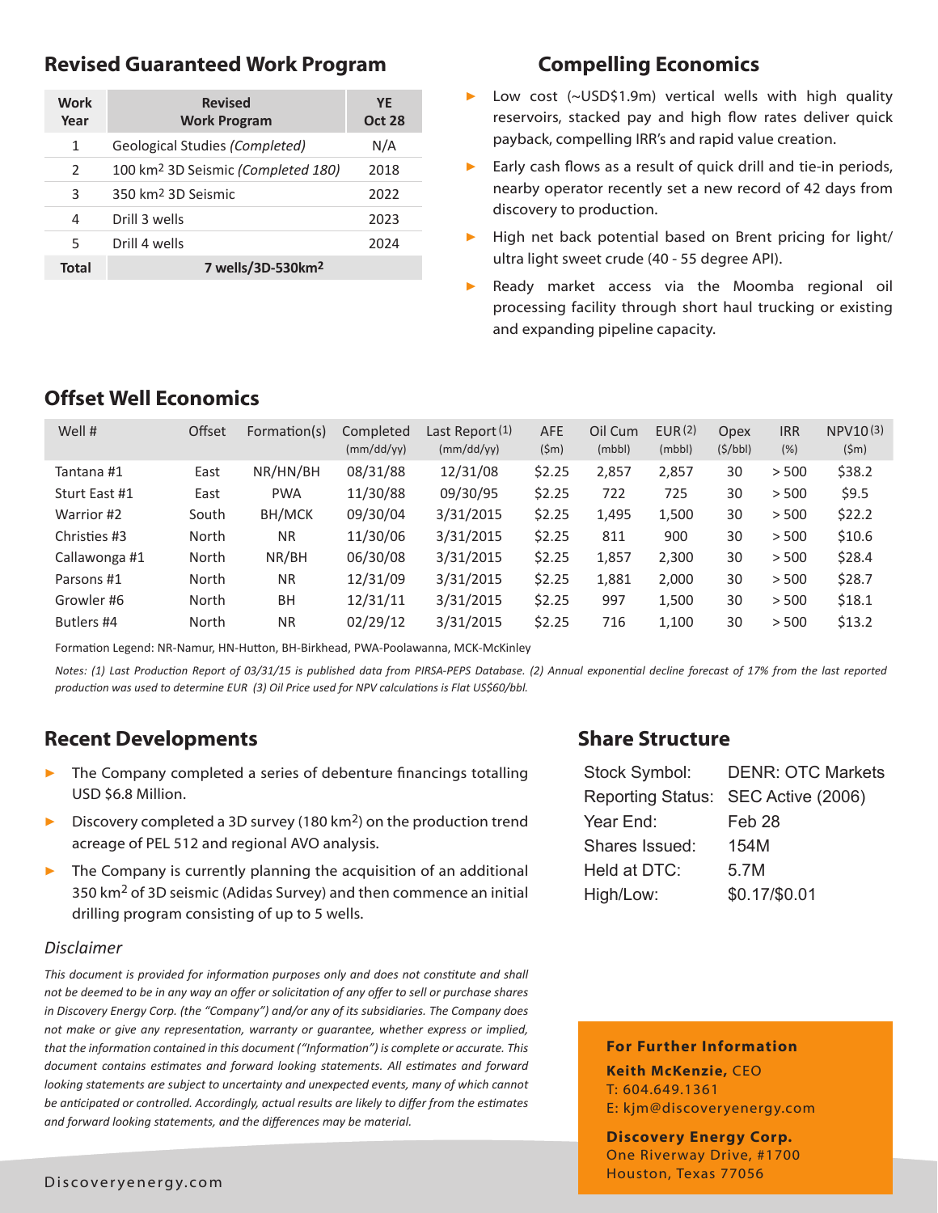## Revised Guaranteed Work Program

| Work Year | Revised Work Program | YE Oct 28 |
|---|---|---|
| 1 | Geological Studies *(Completed)* | N/A |
| 2 | 100 km² 3D Seismic *(Completed 180)* | 2018 |
| 3 | 350 km² 3D Seismic | 2022 |
| 4 | Drill 3 wells | 2023 |
| 5 | Drill 4 wells | 2024 |
| **Total** | **7 wells/3D-530km²** | |

## Compelling Economics

- Low cost (~USD$1.9m) vertical wells with high quality reservoirs, stacked pay and high flow rates deliver quick payback, compelling IRR's and rapid value creation.
- Early cash flows as a result of quick drill and tie-in periods, nearby operator recently set a new record of 42 days from discovery to production.
- High net back potential based on Brent pricing for light/ultra light sweet crude (40 - 55 degree API).
- Ready market access via the Moomba regional oil processing facility through short haul trucking or existing and expanding pipeline capacity.

## Offset Well Economics

| Well # | Offset | Formation(s) | Completed (mm/dd/yy) | Last Report (1) (mm/dd/yy) | AFE ($m) | Oil Cum (mbbl) | EUR (2) (mbbl) | Opex ($/bbl) | IRR (%) | NPV10 (3) ($m) |
|---|---|---|---|---|---|---|---|---|---|---|
| Tantana #1 | East | NR/HN/BH | 08/31/88 | 12/31/08 | $2.25 | 2,857 | 2,857 | 30 | > 500 | $38.2 |
| Sturt East #1 | East | PWA | 11/30/88 | 09/30/95 | $2.25 | 722 | 725 | 30 | > 500 | $9.5 |
| Warrior #2 | South | BH/MCK | 09/30/04 | 3/31/2015 | $2.25 | 1,495 | 1,500 | 30 | > 500 | $22.2 |
| Christies #3 | North | NR | 11/30/06 | 3/31/2015 | $2.25 | 811 | 900 | 30 | > 500 | $10.6 |
| Callawonga #1 | North | NR/BH | 06/30/08 | 3/31/2015 | $2.25 | 1,857 | 2,300 | 30 | > 500 | $28.4 |
| Parsons #1 | North | NR | 12/31/09 | 3/31/2015 | $2.25 | 1,881 | 2,000 | 30 | > 500 | $28.7 |
| Growler #6 | North | BH | 12/31/11 | 3/31/2015 | $2.25 | 997 | 1,500 | 30 | > 500 | $18.1 |
| Butlers #4 | North | NR | 02/29/12 | 3/31/2015 | $2.25 | 716 | 1,100 | 30 | > 500 | $13.2 |

Formation Legend: NR-Namur, HN-Hutton, BH-Birkhead, PWA-Poolawanna, MCK-McKinley

*Notes: (1) Last Production Report of 03/31/15 is published data from PIRSA-PEPS Database. (2) Annual exponential decline forecast of 17% from the last reported production was used to determine EUR (3) Oil Price used for NPV calculations is Flat US$60/bbl.*

## Recent Developments

- The Company completed a series of debenture financings totalling USD $6.8 Million.
- Discovery completed a 3D survey (180 km²) on the production trend acreage of PEL 512 and regional AVO analysis.
- The Company is currently planning the acquisition of an additional 350 km² of 3D seismic (Adidas Survey) and then commence an initial drilling program consisting of up to 5 wells.

### *Disclaimer*

*This document is provided for information purposes only and does not constitute and shall not be deemed to be in any way an offer or solicitation of any offer to sell or purchase shares in Discovery Energy Corp. (the "Company") and/or any of its subsidiaries. The Company does not make or give any representation, warranty or guarantee, whether express or implied, that the information contained in this document ("Information") is complete or accurate. This document contains estimates and forward looking statements. All estimates and forward looking statements are subject to uncertainty and unexpected events, many of which cannot be anticipated or controlled. Accordingly, actual results are likely to differ from the estimates and forward looking statements, and the differences may be material.*

## Share Structure

| | |
|---|---|
| Stock Symbol: | DENR: OTC Markets |
| Reporting Status: | SEC Active (2006) |
| Year End: | Feb 28 |
| Shares Issued: | 154M |
| Held at DTC: | 5.7M |
| High/Low: | $0.17/$0.01 |

**For Further Information**

**Keith McKenzie,** CEO
T: 604.649.1361
E: kjm@discoveryenergy.com

**Discovery Energy Corp.**
One Riverway Drive, #1700
Houston, Texas 77056

Discoveryenergy.com